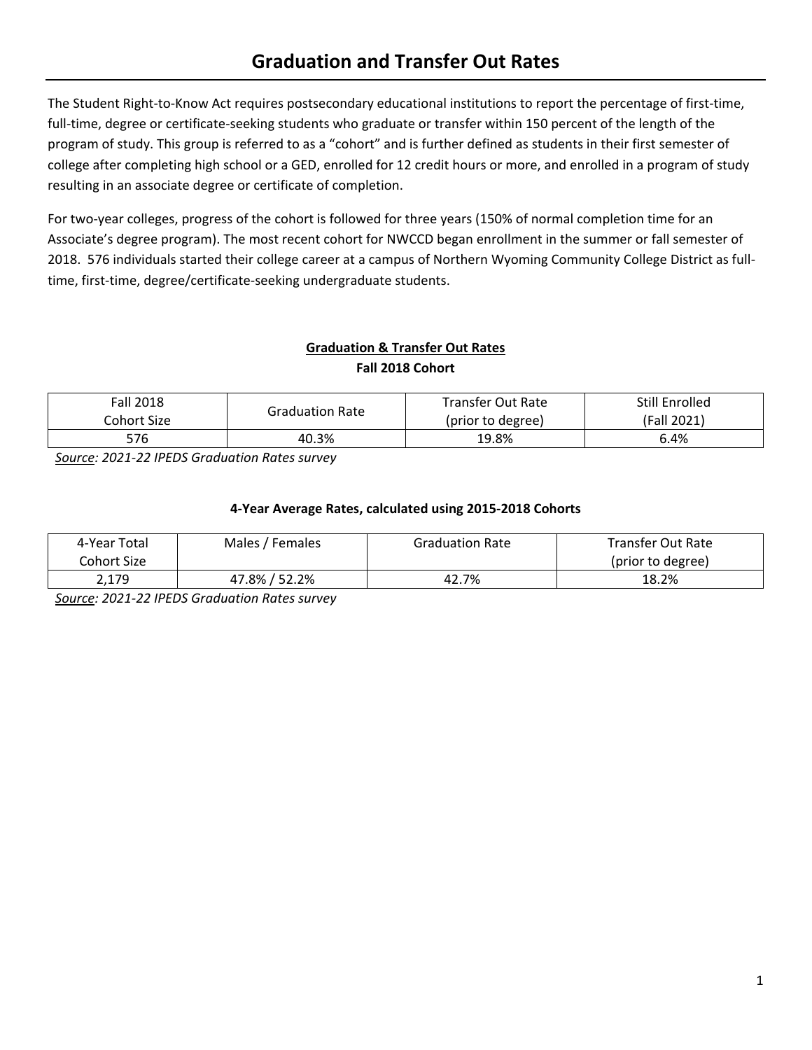# Graduation and Transfer Out Rates

The Student Right-to-Know Act requires postsecondary educational institutions to report the percentage of first-time, full-time, degree or certificate-seeking students who graduate or transfer within 150 percent of the length of the program of study. This group is referred to as a "cohort" and is further defined as students in their first semester of college after completing high school or a GED, enrolled for 12 credit hours or more, and enrolled in a program of study resulting in an associate degree or certificate of completion.

For two-year colleges, progress of the cohort is followed for three years (150% of normal completion time for an Associate's degree program). The most recent cohort for NWCCD began enrollment in the summer or fall semester of 2018. 576 individuals started their college career at a campus of Northern Wyoming Community College District as full-time, first-time, degree/certificate-seeking undergraduate students.

**Graduation & Transfer Out Rates**
**Fall 2018 Cohort**

| Fall 2018 Cohort Size | Graduation Rate | Transfer Out Rate (prior to degree) | Still Enrolled (Fall 2021) |
|---|---|---|---|
| 576 | 40.3% | 19.8% | 6.4% |

*Source: 2021-22 IPEDS Graduation Rates survey*

**4-Year Average Rates, calculated using 2015-2018 Cohorts**

| 4-Year Total Cohort Size | Males / Females | Graduation Rate | Transfer Out Rate (prior to degree) |
|---|---|---|---|
| 2,179 | 47.8% / 52.2% | 42.7% | 18.2% |

*Source: 2021-22 IPEDS Graduation Rates survey*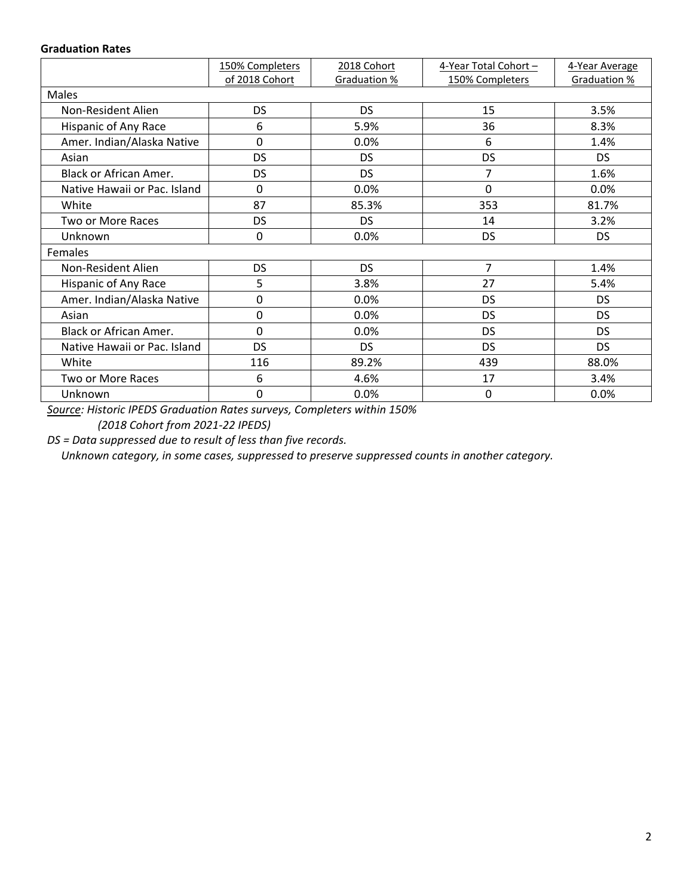**Graduation Rates**

| | 150% Completers of 2018 Cohort | 2018 Cohort Graduation % | 4-Year Total Cohort – 150% Completers | 4-Year Average Graduation % |
|---|---|---|---|---|
| Males | | | | |
| Non-Resident Alien | DS | DS | 15 | 3.5% |
| Hispanic of Any Race | 6 | 5.9% | 36 | 8.3% |
| Amer. Indian/Alaska Native | 0 | 0.0% | 6 | 1.4% |
| Asian | DS | DS | DS | DS |
| Black or African Amer. | DS | DS | 7 | 1.6% |
| Native Hawaii or Pac. Island | 0 | 0.0% | 0 | 0.0% |
| White | 87 | 85.3% | 353 | 81.7% |
| Two or More Races | DS | DS | 14 | 3.2% |
| Unknown | 0 | 0.0% | DS | DS |
| Females | | | | |
| Non-Resident Alien | DS | DS | 7 | 1.4% |
| Hispanic of Any Race | 5 | 3.8% | 27 | 5.4% |
| Amer. Indian/Alaska Native | 0 | 0.0% | DS | DS |
| Asian | 0 | 0.0% | DS | DS |
| Black or African Amer. | 0 | 0.0% | DS | DS |
| Native Hawaii or Pac. Island | DS | DS | DS | DS |
| White | 116 | 89.2% | 439 | 88.0% |
| Two or More Races | 6 | 4.6% | 17 | 3.4% |
| Unknown | 0 | 0.0% | 0 | 0.0% |

*Source: Historic IPEDS Graduation Rates surveys, Completers within 150%*
*(2018 Cohort from 2021-22 IPEDS)*

*DS = Data suppressed due to result of less than five records.*
*Unknown category, in some cases, suppressed to preserve suppressed counts in another category.*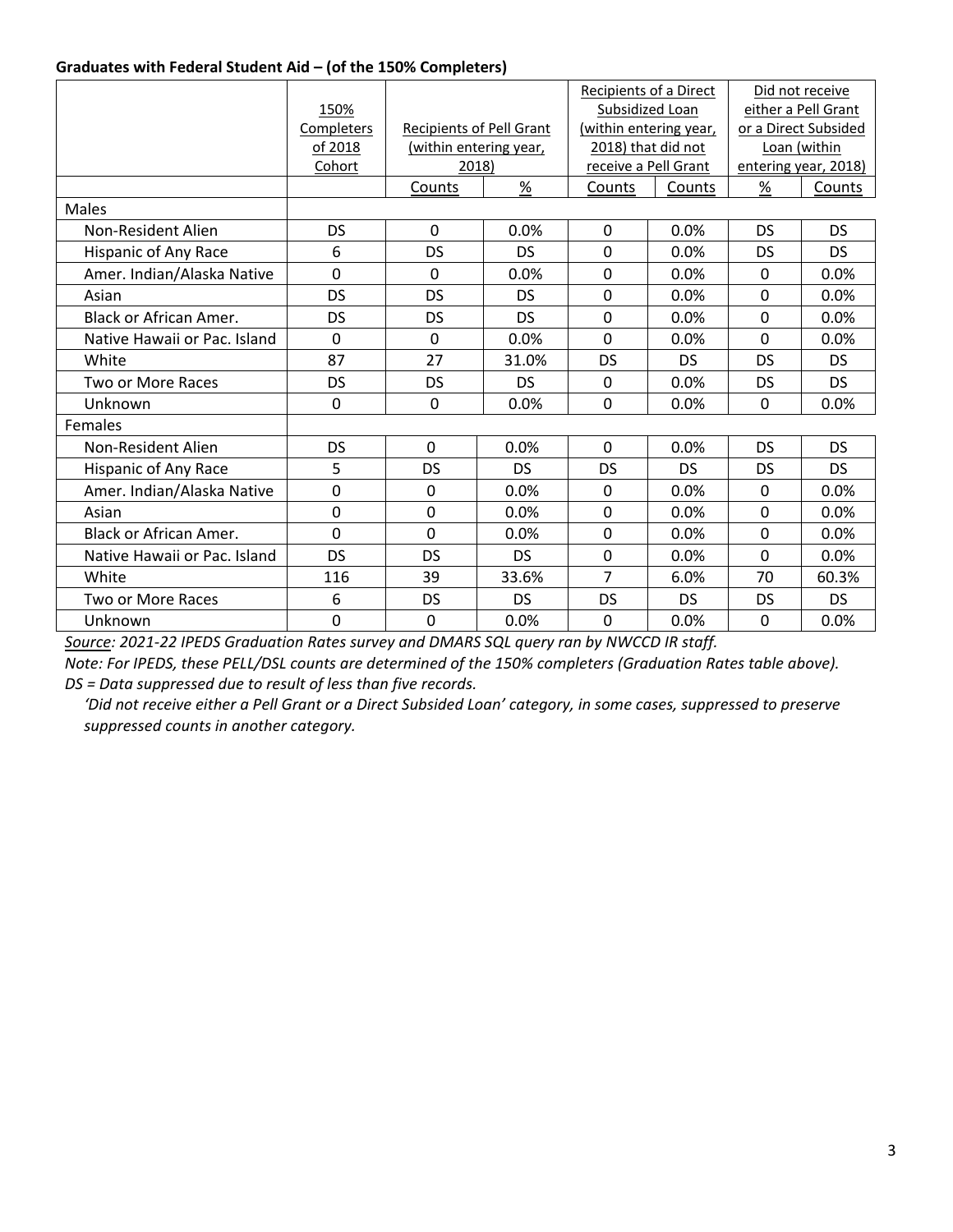**Graduates with Federal Student Aid – (of the 150% Completers)**

| | 150% Completers of 2018 Cohort | Recipients of Pell Grant (within entering year, 2018) | | Recipients of a Direct Subsidized Loan (within entering year, 2018) that did not receive a Pell Grant | | Did not receive either a Pell Grant or a Direct Subsided Loan (within entering year, 2018) | |
|---|---|---|---|---|---|---|---|
| | | Counts | % | Counts | Counts | % | Counts |
| Males | | | | | | | |
| Non-Resident Alien | DS | 0 | 0.0% | 0 | 0.0% | DS | DS |
| Hispanic of Any Race | 6 | DS | DS | 0 | 0.0% | DS | DS |
| Amer. Indian/Alaska Native | 0 | 0 | 0.0% | 0 | 0.0% | 0 | 0.0% |
| Asian | DS | DS | DS | 0 | 0.0% | 0 | 0.0% |
| Black or African Amer. | DS | DS | DS | 0 | 0.0% | 0 | 0.0% |
| Native Hawaii or Pac. Island | 0 | 0 | 0.0% | 0 | 0.0% | 0 | 0.0% |
| White | 87 | 27 | 31.0% | DS | DS | DS | DS |
| Two or More Races | DS | DS | DS | 0 | 0.0% | DS | DS |
| Unknown | 0 | 0 | 0.0% | 0 | 0.0% | 0 | 0.0% |
| Females | | | | | | | |
| Non-Resident Alien | DS | 0 | 0.0% | 0 | 0.0% | DS | DS |
| Hispanic of Any Race | 5 | DS | DS | DS | DS | DS | DS |
| Amer. Indian/Alaska Native | 0 | 0 | 0.0% | 0 | 0.0% | 0 | 0.0% |
| Asian | 0 | 0 | 0.0% | 0 | 0.0% | 0 | 0.0% |
| Black or African Amer. | 0 | 0 | 0.0% | 0 | 0.0% | 0 | 0.0% |
| Native Hawaii or Pac. Island | DS | DS | DS | 0 | 0.0% | 0 | 0.0% |
| White | 116 | 39 | 33.6% | 7 | 6.0% | 70 | 60.3% |
| Two or More Races | 6 | DS | DS | DS | DS | DS | DS |
| Unknown | 0 | 0 | 0.0% | 0 | 0.0% | 0 | 0.0% |

*Source: 2021-22 IPEDS Graduation Rates survey and DMARS SQL query ran by NWCCD IR staff.*

*Note: For IPEDS, these PELL/DSL counts are determined of the 150% completers (Graduation Rates table above).*

*DS = Data suppressed due to result of less than five records.*

*'Did not receive either a Pell Grant or a Direct Subsided Loan' category, in some cases, suppressed to preserve suppressed counts in another category.*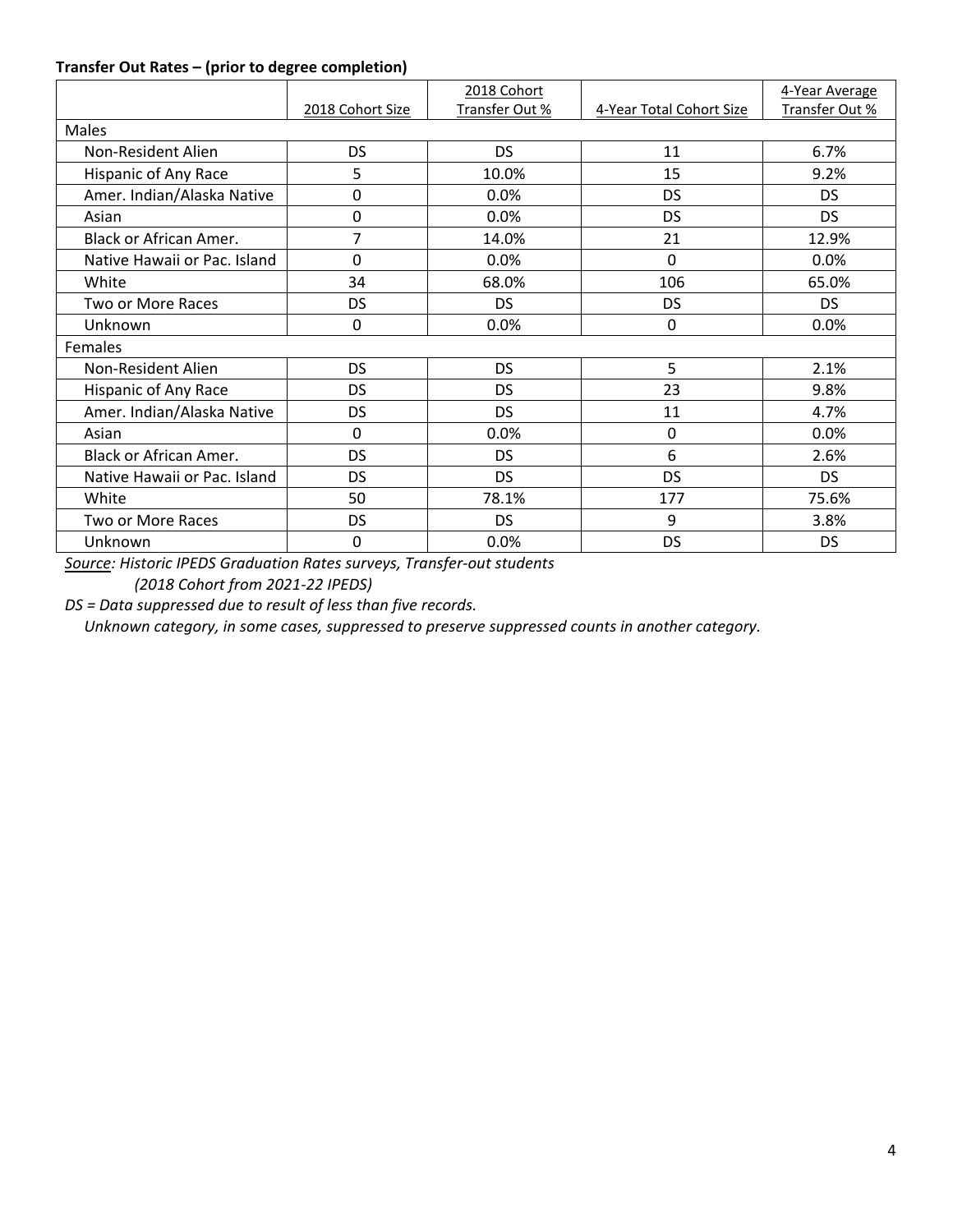**Transfer Out Rates – (prior to degree completion)**

| | 2018 Cohort Size | 2018 Cohort Transfer Out % | 4-Year Total Cohort Size | 4-Year Average Transfer Out % |
|---|---|---|---|---|
| Males | | | | |
| Non-Resident Alien | DS | DS | 11 | 6.7% |
| Hispanic of Any Race | 5 | 10.0% | 15 | 9.2% |
| Amer. Indian/Alaska Native | 0 | 0.0% | DS | DS |
| Asian | 0 | 0.0% | DS | DS |
| Black or African Amer. | 7 | 14.0% | 21 | 12.9% |
| Native Hawaii or Pac. Island | 0 | 0.0% | 0 | 0.0% |
| White | 34 | 68.0% | 106 | 65.0% |
| Two or More Races | DS | DS | DS | DS |
| Unknown | 0 | 0.0% | 0 | 0.0% |
| Females | | | | |
| Non-Resident Alien | DS | DS | 5 | 2.1% |
| Hispanic of Any Race | DS | DS | 23 | 9.8% |
| Amer. Indian/Alaska Native | DS | DS | 11 | 4.7% |
| Asian | 0 | 0.0% | 0 | 0.0% |
| Black or African Amer. | DS | DS | 6 | 2.6% |
| Native Hawaii or Pac. Island | DS | DS | DS | DS |
| White | 50 | 78.1% | 177 | 75.6% |
| Two or More Races | DS | DS | 9 | 3.8% |
| Unknown | 0 | 0.0% | DS | DS |

*Source: Historic IPEDS Graduation Rates surveys, Transfer-out students*
*(2018 Cohort from 2021-22 IPEDS)*

*DS = Data suppressed due to result of less than five records.*
*Unknown category, in some cases, suppressed to preserve suppressed counts in another category.*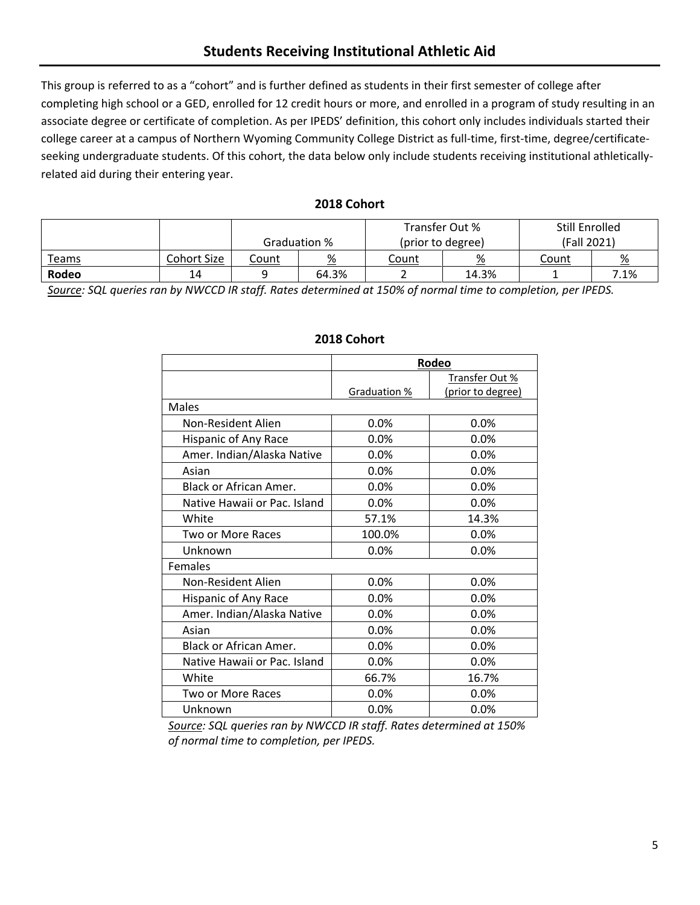# Students Receiving Institutional Athletic Aid

This group is referred to as a "cohort" and is further defined as students in their first semester of college after completing high school or a GED, enrolled for 12 credit hours or more, and enrolled in a program of study resulting in an associate degree or certificate of completion. As per IPEDS' definition, this cohort only includes individuals started their college career at a campus of Northern Wyoming Community College District as full-time, first-time, degree/certificate-seeking undergraduate students. Of this cohort, the data below only include students receiving institutional athletically-related aid during their entering year.

**2018 Cohort**

| | | Graduation % | | Transfer Out % (prior to degree) | | Still Enrolled (Fall 2021) | |
|---|---|---|---|---|---|---|---|
| Teams | Cohort Size | Count | % | Count | % | Count | % |
| **Rodeo** | 14 | 9 | 64.3% | 2 | 14.3% | 1 | 7.1% |

*Source: SQL queries ran by NWCCD IR staff. Rates determined at 150% of normal time to completion, per IPEDS.*

**2018 Cohort**

| | Rodeo | |
|---|---|---|
| | Graduation % | Transfer Out % (prior to degree) |
| Males | | |
| Non-Resident Alien | 0.0% | 0.0% |
| Hispanic of Any Race | 0.0% | 0.0% |
| Amer. Indian/Alaska Native | 0.0% | 0.0% |
| Asian | 0.0% | 0.0% |
| Black or African Amer. | 0.0% | 0.0% |
| Native Hawaii or Pac. Island | 0.0% | 0.0% |
| White | 57.1% | 14.3% |
| Two or More Races | 100.0% | 0.0% |
| Unknown | 0.0% | 0.0% |
| Females | | |
| Non-Resident Alien | 0.0% | 0.0% |
| Hispanic of Any Race | 0.0% | 0.0% |
| Amer. Indian/Alaska Native | 0.0% | 0.0% |
| Asian | 0.0% | 0.0% |
| Black or African Amer. | 0.0% | 0.0% |
| Native Hawaii or Pac. Island | 0.0% | 0.0% |
| White | 66.7% | 16.7% |
| Two or More Races | 0.0% | 0.0% |
| Unknown | 0.0% | 0.0% |

*Source: SQL queries ran by NWCCD IR staff. Rates determined at 150% of normal time to completion, per IPEDS.*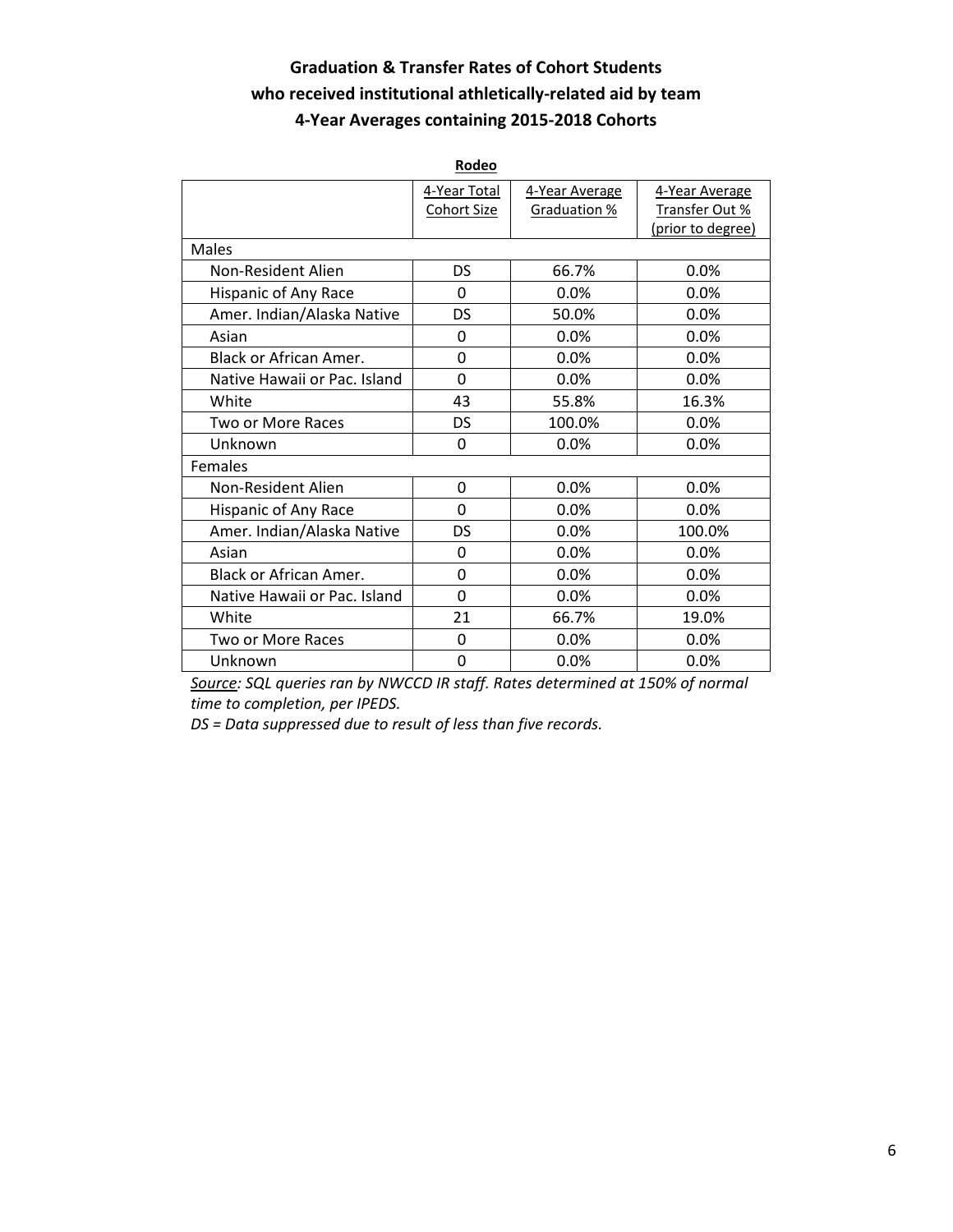# Graduation & Transfer Rates of Cohort Students who received institutional athletically-related aid by team 4-Year Averages containing 2015-2018 Cohorts

**Rodeo**

| | 4-Year Total Cohort Size | 4-Year Average Graduation % | 4-Year Average Transfer Out % (prior to degree) |
|---|---|---|---|
| Males | | | |
| Non-Resident Alien | DS | 66.7% | 0.0% |
| Hispanic of Any Race | 0 | 0.0% | 0.0% |
| Amer. Indian/Alaska Native | DS | 50.0% | 0.0% |
| Asian | 0 | 0.0% | 0.0% |
| Black or African Amer. | 0 | 0.0% | 0.0% |
| Native Hawaii or Pac. Island | 0 | 0.0% | 0.0% |
| White | 43 | 55.8% | 16.3% |
| Two or More Races | DS | 100.0% | 0.0% |
| Unknown | 0 | 0.0% | 0.0% |
| Females | | | |
| Non-Resident Alien | 0 | 0.0% | 0.0% |
| Hispanic of Any Race | 0 | 0.0% | 0.0% |
| Amer. Indian/Alaska Native | DS | 0.0% | 100.0% |
| Asian | 0 | 0.0% | 0.0% |
| Black or African Amer. | 0 | 0.0% | 0.0% |
| Native Hawaii or Pac. Island | 0 | 0.0% | 0.0% |
| White | 21 | 66.7% | 19.0% |
| Two or More Races | 0 | 0.0% | 0.0% |
| Unknown | 0 | 0.0% | 0.0% |

*Source: SQL queries ran by NWCCD IR staff. Rates determined at 150% of normal time to completion, per IPEDS.*

*DS = Data suppressed due to result of less than five records.*